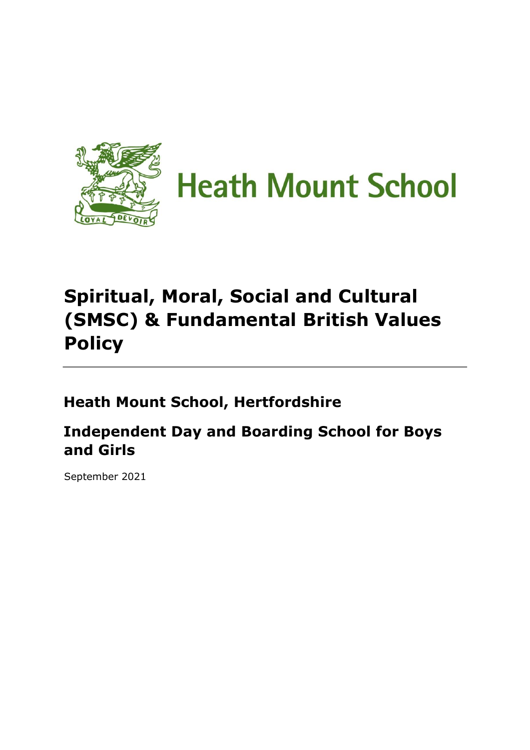Heath Mount School

# Spiritual, Moral, Social and Cultural (SMSC) & Fundamental British Values Policy

---

## Heath Mount School, Hertfordshire

## Independent Day and Boarding School for Boys and Girls

September 2021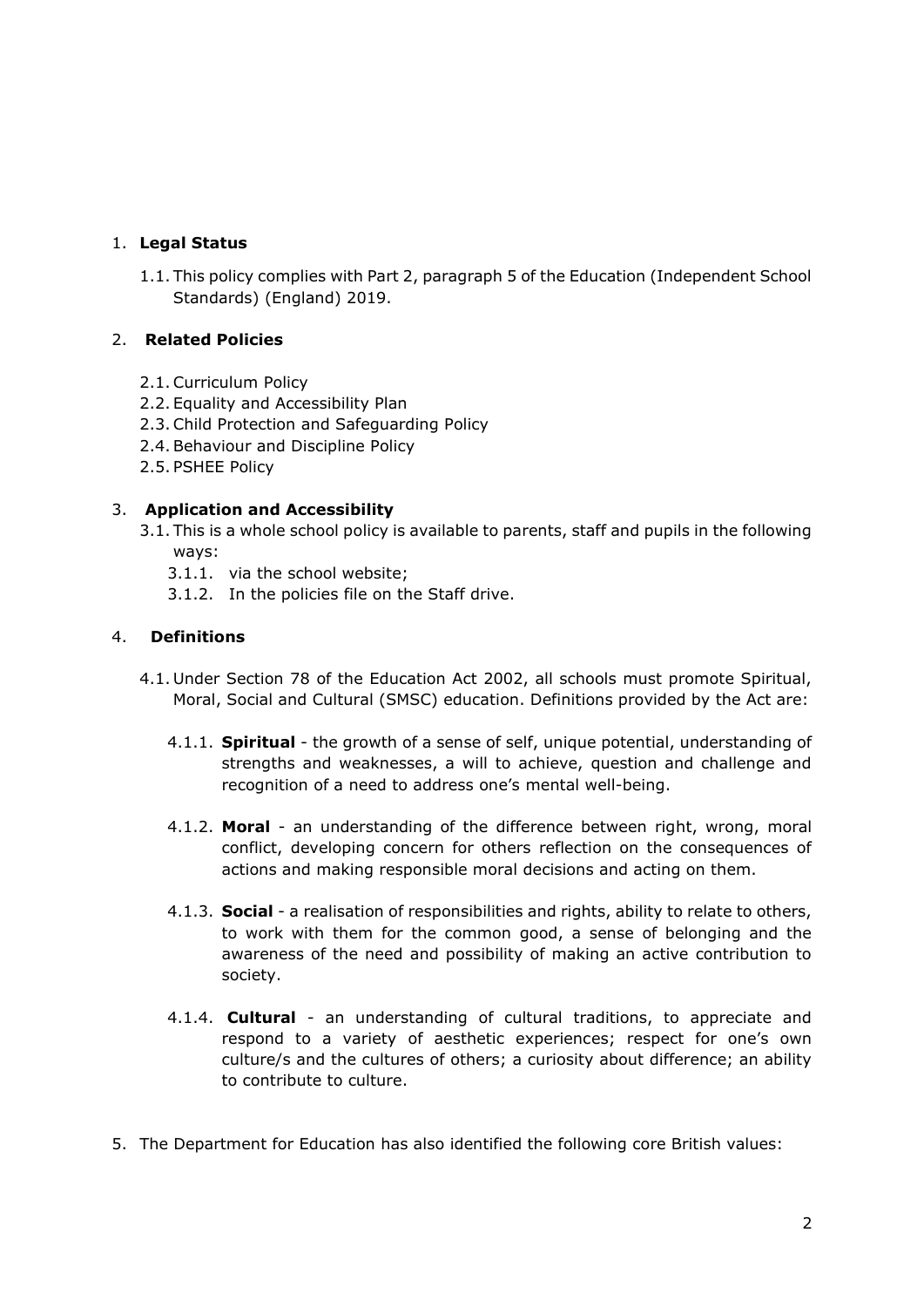## 1. Legal Status

1.1. This policy complies with Part 2, paragraph 5 of the Education (Independent School Standards) (England) 2019.

## 2. Related Policies

2.1. Curriculum Policy
2.2. Equality and Accessibility Plan
2.3. Child Protection and Safeguarding Policy
2.4. Behaviour and Discipline Policy
2.5. PSHEE Policy

## 3. Application and Accessibility

3.1. This is a whole school policy is available to parents, staff and pupils in the following ways:

3.1.1. via the school website;
3.1.2. In the policies file on the Staff drive.

## 4. Definitions

4.1. Under Section 78 of the Education Act 2002, all schools must promote Spiritual, Moral, Social and Cultural (SMSC) education. Definitions provided by the Act are:

4.1.1. **Spiritual** - the growth of a sense of self, unique potential, understanding of strengths and weaknesses, a will to achieve, question and challenge and recognition of a need to address one's mental well-being.

4.1.2. **Moral** - an understanding of the difference between right, wrong, moral conflict, developing concern for others reflection on the consequences of actions and making responsible moral decisions and acting on them.

4.1.3. **Social** - a realisation of responsibilities and rights, ability to relate to others, to work with them for the common good, a sense of belonging and the awareness of the need and possibility of making an active contribution to society.

4.1.4. **Cultural** - an understanding of cultural traditions, to appreciate and respond to a variety of aesthetic experiences; respect for one's own culture/s and the cultures of others; a curiosity about difference; an ability to contribute to culture.

5. The Department for Education has also identified the following core British values: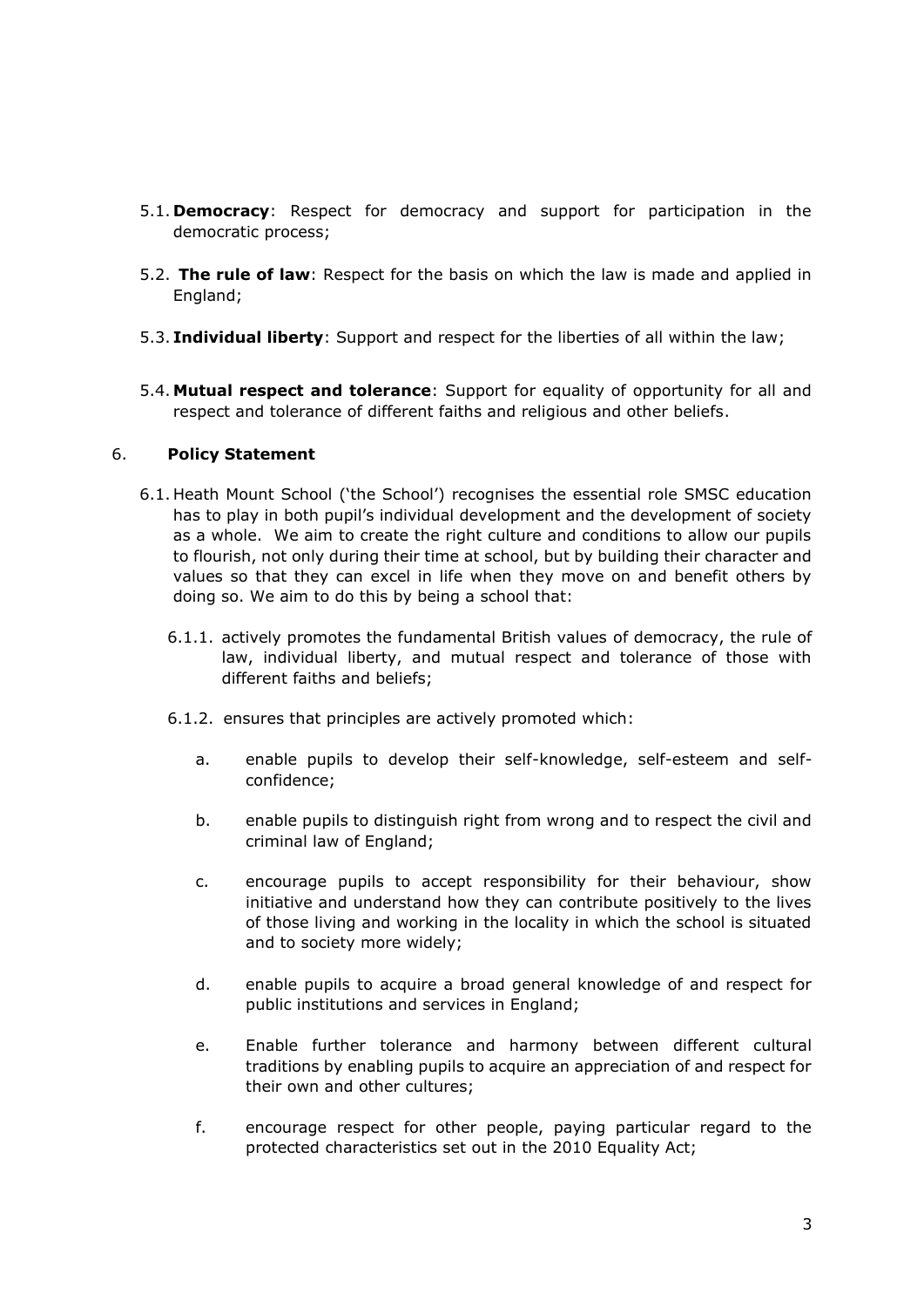5.1. **Democracy**: Respect for democracy and support for participation in the democratic process;

5.2. **The rule of law**: Respect for the basis on which the law is made and applied in England;

5.3. **Individual liberty**: Support and respect for the liberties of all within the law;

5.4. **Mutual respect and tolerance**: Support for equality of opportunity for all and respect and tolerance of different faiths and religious and other beliefs.

## 6. Policy Statement

6.1. Heath Mount School ('the School') recognises the essential role SMSC education has to play in both pupil's individual development and the development of society as a whole. We aim to create the right culture and conditions to allow our pupils to flourish, not only during their time at school, but by building their character and values so that they can excel in life when they move on and benefit others by doing so. We aim to do this by being a school that:

6.1.1. actively promotes the fundamental British values of democracy, the rule of law, individual liberty, and mutual respect and tolerance of those with different faiths and beliefs;

6.1.2. ensures that principles are actively promoted which:

a. enable pupils to develop their self-knowledge, self-esteem and self-confidence;

b. enable pupils to distinguish right from wrong and to respect the civil and criminal law of England;

c. encourage pupils to accept responsibility for their behaviour, show initiative and understand how they can contribute positively to the lives of those living and working in the locality in which the school is situated and to society more widely;

d. enable pupils to acquire a broad general knowledge of and respect for public institutions and services in England;

e. Enable further tolerance and harmony between different cultural traditions by enabling pupils to acquire an appreciation of and respect for their own and other cultures;

f. encourage respect for other people, paying particular regard to the protected characteristics set out in the 2010 Equality Act;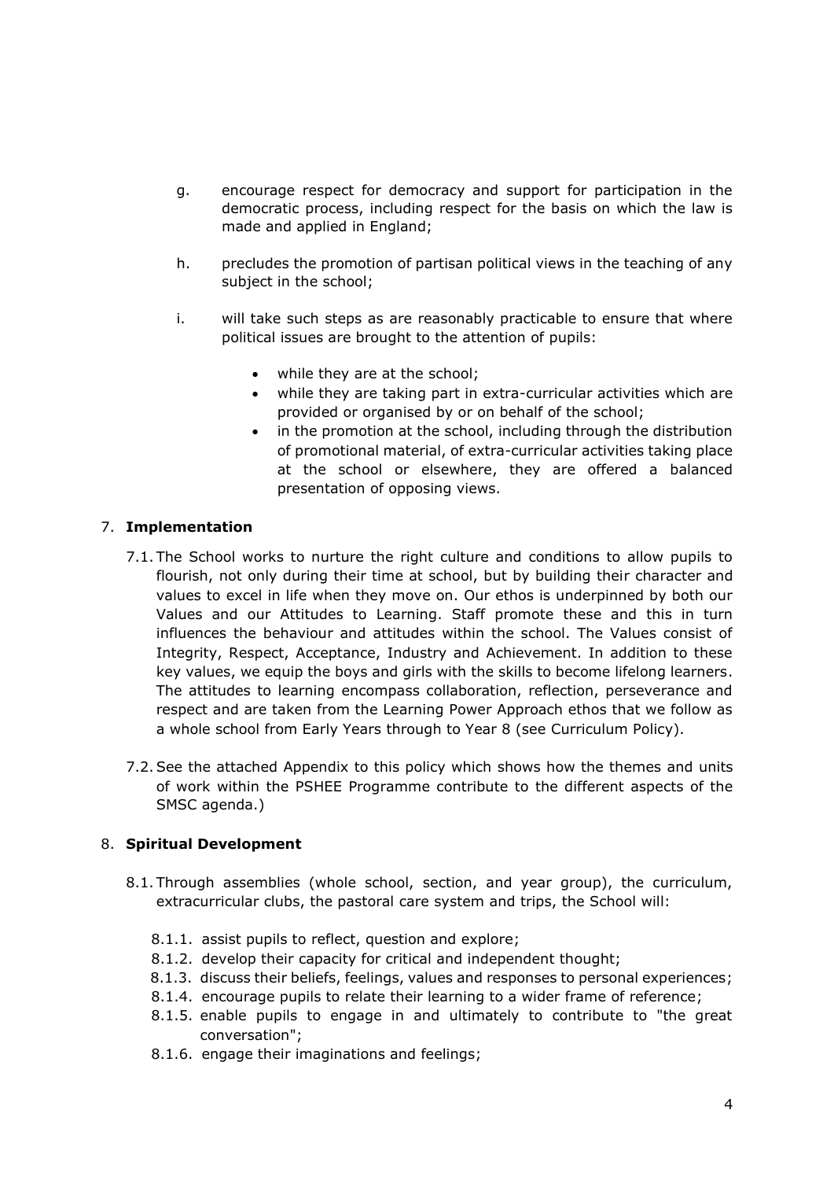g. encourage respect for democracy and support for participation in the democratic process, including respect for the basis on which the law is made and applied in England;

h. precludes the promotion of partisan political views in the teaching of any subject in the school;

i. will take such steps as are reasonably practicable to ensure that where political issues are brought to the attention of pupils:

- while they are at the school;
- while they are taking part in extra-curricular activities which are provided or organised by or on behalf of the school;
- in the promotion at the school, including through the distribution of promotional material, of extra-curricular activities taking place at the school or elsewhere, they are offered a balanced presentation of opposing views.

## 7. **Implementation**

7.1. The School works to nurture the right culture and conditions to allow pupils to flourish, not only during their time at school, but by building their character and values to excel in life when they move on. Our ethos is underpinned by both our Values and our Attitudes to Learning. Staff promote these and this in turn influences the behaviour and attitudes within the school. The Values consist of Integrity, Respect, Acceptance, Industry and Achievement. In addition to these key values, we equip the boys and girls with the skills to become lifelong learners. The attitudes to learning encompass collaboration, reflection, perseverance and respect and are taken from the Learning Power Approach ethos that we follow as a whole school from Early Years through to Year 8 (see Curriculum Policy).

7.2. See the attached Appendix to this policy which shows how the themes and units of work within the PSHEE Programme contribute to the different aspects of the SMSC agenda.)

## 8. **Spiritual Development**

8.1. Through assemblies (whole school, section, and year group), the curriculum, extracurricular clubs, the pastoral care system and trips, the School will:

8.1.1. assist pupils to reflect, question and explore;

8.1.2. develop their capacity for critical and independent thought;

8.1.3. discuss their beliefs, feelings, values and responses to personal experiences;

8.1.4. encourage pupils to relate their learning to a wider frame of reference;

8.1.5. enable pupils to engage in and ultimately to contribute to "the great conversation";

8.1.6. engage their imaginations and feelings;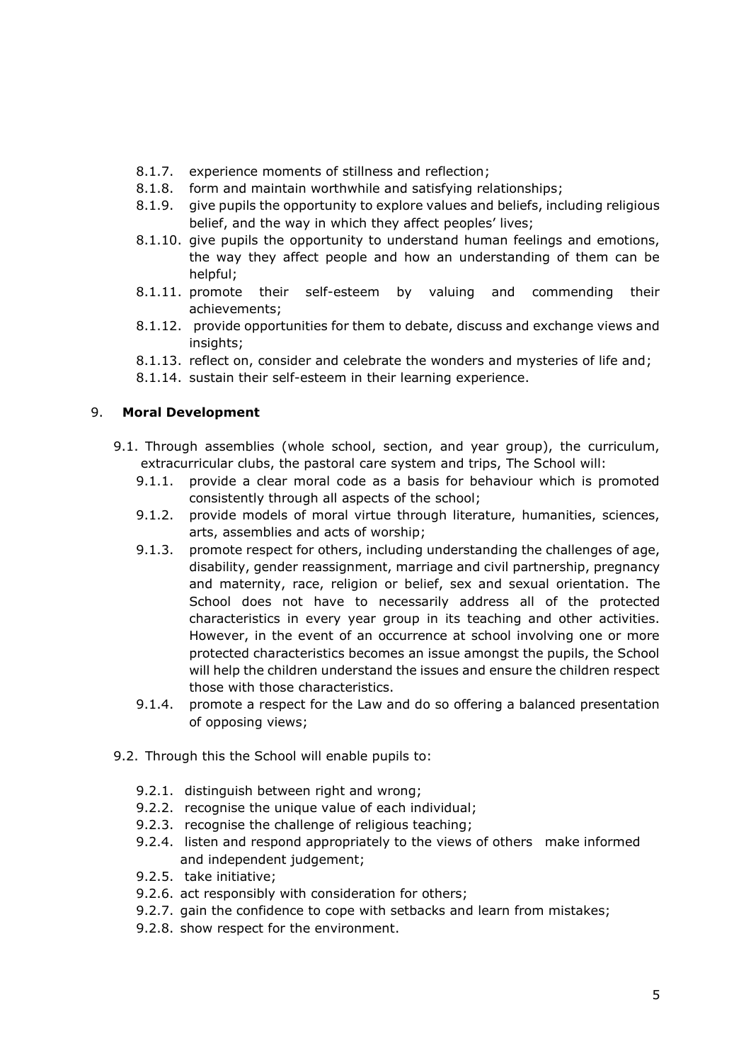- 8.1.7. experience moments of stillness and reflection;
- 8.1.8. form and maintain worthwhile and satisfying relationships;
- 8.1.9. give pupils the opportunity to explore values and beliefs, including religious belief, and the way in which they affect peoples' lives;
- 8.1.10. give pupils the opportunity to understand human feelings and emotions, the way they affect people and how an understanding of them can be helpful;
- 8.1.11. promote their self-esteem by valuing and commending their achievements;
- 8.1.12. provide opportunities for them to debate, discuss and exchange views and insights;
- 8.1.13. reflect on, consider and celebrate the wonders and mysteries of life and;
- 8.1.14. sustain their self-esteem in their learning experience.

## 9. **Moral Development**

9.1. Through assemblies (whole school, section, and year group), the curriculum, extracurricular clubs, the pastoral care system and trips, The School will:

- 9.1.1. provide a clear moral code as a basis for behaviour which is promoted consistently through all aspects of the school;
- 9.1.2. provide models of moral virtue through literature, humanities, sciences, arts, assemblies and acts of worship;
- 9.1.3. promote respect for others, including understanding the challenges of age, disability, gender reassignment, marriage and civil partnership, pregnancy and maternity, race, religion or belief, sex and sexual orientation. The School does not have to necessarily address all of the protected characteristics in every year group in its teaching and other activities. However, in the event of an occurrence at school involving one or more protected characteristics becomes an issue amongst the pupils, the School will help the children understand the issues and ensure the children respect those with those characteristics.
- 9.1.4. promote a respect for the Law and do so offering a balanced presentation of opposing views;

9.2. Through this the School will enable pupils to:

- 9.2.1. distinguish between right and wrong;
- 9.2.2. recognise the unique value of each individual;
- 9.2.3. recognise the challenge of religious teaching;
- 9.2.4. listen and respond appropriately to the views of others make informed and independent judgement;
- 9.2.5. take initiative;
- 9.2.6. act responsibly with consideration for others;
- 9.2.7. gain the confidence to cope with setbacks and learn from mistakes;
- 9.2.8. show respect for the environment.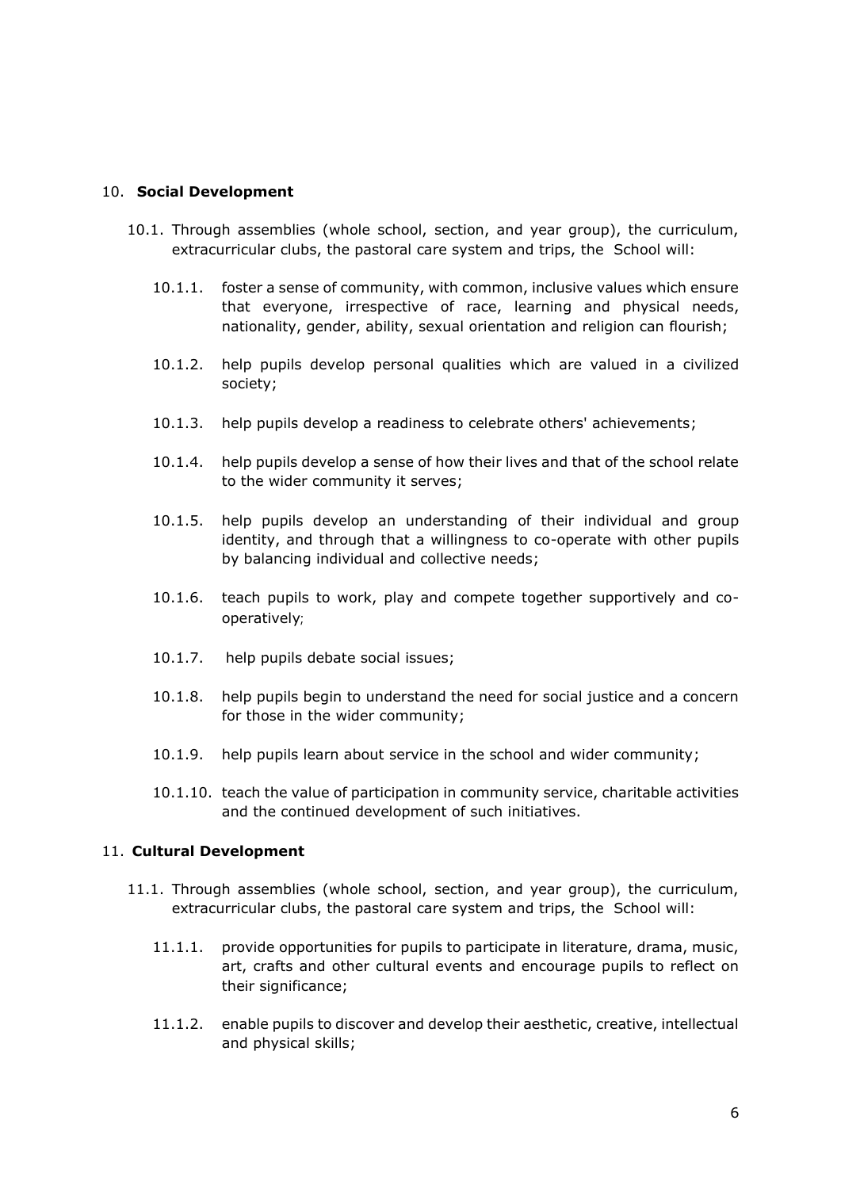## 10. **Social Development**

10.1. Through assemblies (whole school, section, and year group), the curriculum, extracurricular clubs, the pastoral care system and trips, the School will:

10.1.1. foster a sense of community, with common, inclusive values which ensure that everyone, irrespective of race, learning and physical needs, nationality, gender, ability, sexual orientation and religion can flourish;

10.1.2. help pupils develop personal qualities which are valued in a civilized society;

10.1.3. help pupils develop a readiness to celebrate others' achievements;

10.1.4. help pupils develop a sense of how their lives and that of the school relate to the wider community it serves;

10.1.5. help pupils develop an understanding of their individual and group identity, and through that a willingness to co-operate with other pupils by balancing individual and collective needs;

10.1.6. teach pupils to work, play and compete together supportively and co-operatively;

10.1.7. help pupils debate social issues;

10.1.8. help pupils begin to understand the need for social justice and a concern for those in the wider community;

10.1.9. help pupils learn about service in the school and wider community;

10.1.10. teach the value of participation in community service, charitable activities and the continued development of such initiatives.

## 11. **Cultural Development**

11.1. Through assemblies (whole school, section, and year group), the curriculum, extracurricular clubs, the pastoral care system and trips, the School will:

11.1.1. provide opportunities for pupils to participate in literature, drama, music, art, crafts and other cultural events and encourage pupils to reflect on their significance;

11.1.2. enable pupils to discover and develop their aesthetic, creative, intellectual and physical skills;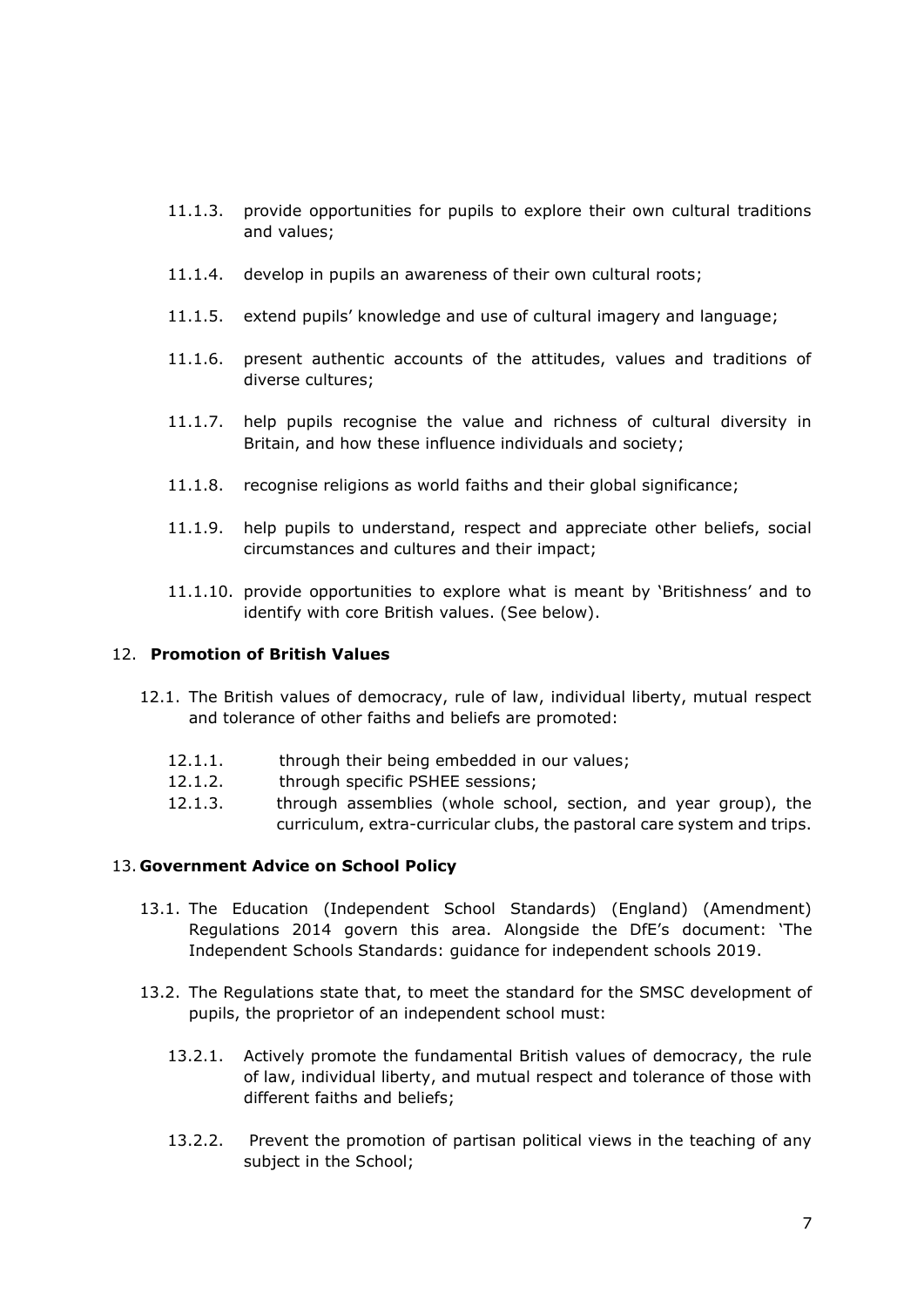11.1.3. provide opportunities for pupils to explore their own cultural traditions and values;

11.1.4. develop in pupils an awareness of their own cultural roots;

11.1.5. extend pupils' knowledge and use of cultural imagery and language;

11.1.6. present authentic accounts of the attitudes, values and traditions of diverse cultures;

11.1.7. help pupils recognise the value and richness of cultural diversity in Britain, and how these influence individuals and society;

11.1.8. recognise religions as world faiths and their global significance;

11.1.9. help pupils to understand, respect and appreciate other beliefs, social circumstances and cultures and their impact;

11.1.10. provide opportunities to explore what is meant by 'Britishness' and to identify with core British values. (See below).

## 12. **Promotion of British Values**

12.1. The British values of democracy, rule of law, individual liberty, mutual respect and tolerance of other faiths and beliefs are promoted:

12.1.1. through their being embedded in our values;
12.1.2. through specific PSHEE sessions;
12.1.3. through assemblies (whole school, section, and year group), the curriculum, extra-curricular clubs, the pastoral care system and trips.

## 13. **Government Advice on School Policy**

13.1. The Education (Independent School Standards) (England) (Amendment) Regulations 2014 govern this area. Alongside the DfE's document: 'The Independent Schools Standards: guidance for independent schools 2019.

13.2. The Regulations state that, to meet the standard for the SMSC development of pupils, the proprietor of an independent school must:

13.2.1. Actively promote the fundamental British values of democracy, the rule of law, individual liberty, and mutual respect and tolerance of those with different faiths and beliefs;

13.2.2. Prevent the promotion of partisan political views in the teaching of any subject in the School;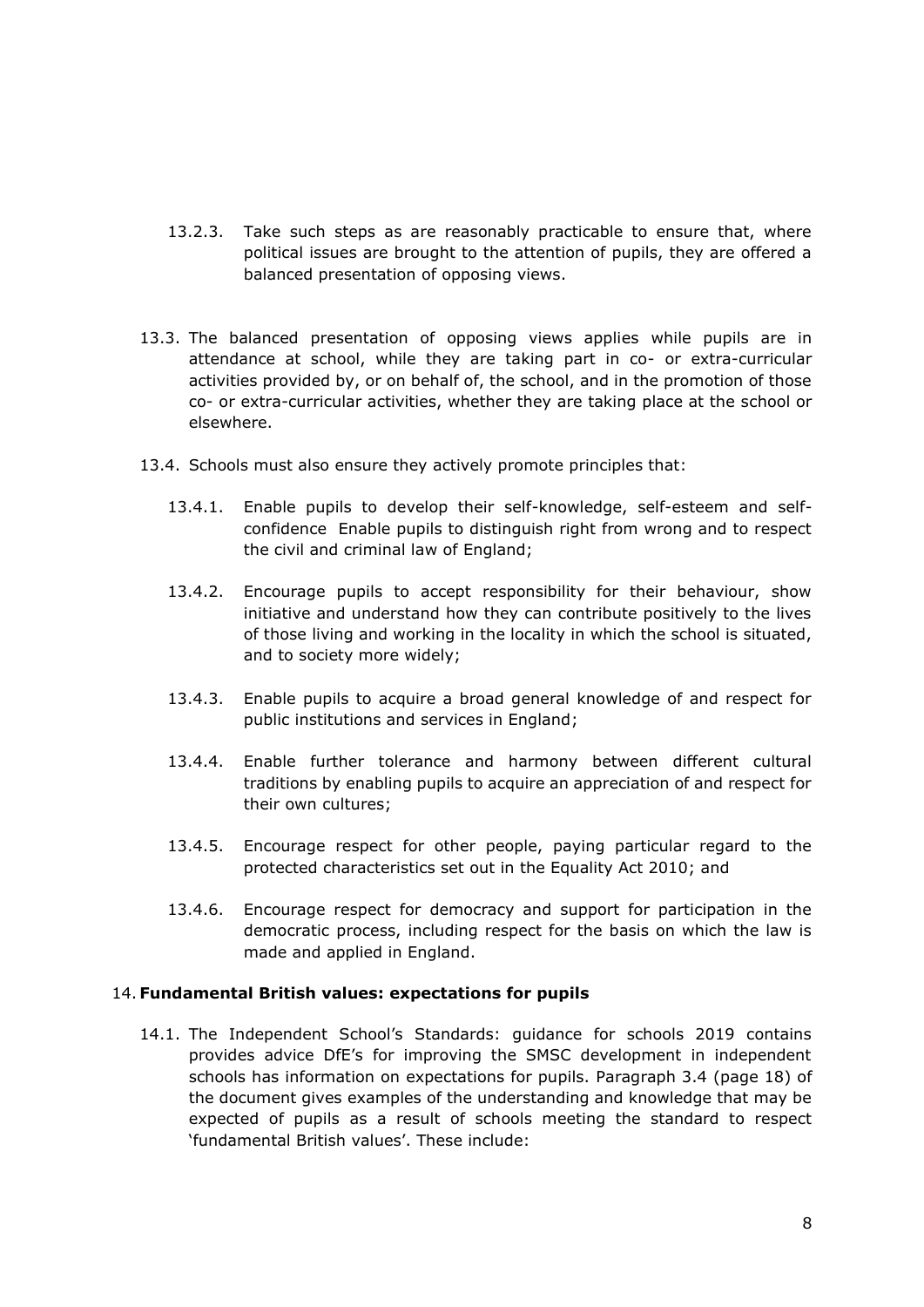13.2.3. Take such steps as are reasonably practicable to ensure that, where political issues are brought to the attention of pupils, they are offered a balanced presentation of opposing views.

13.3. The balanced presentation of opposing views applies while pupils are in attendance at school, while they are taking part in co- or extra-curricular activities provided by, or on behalf of, the school, and in the promotion of those co- or extra-curricular activities, whether they are taking place at the school or elsewhere.

13.4. Schools must also ensure they actively promote principles that:

13.4.1. Enable pupils to develop their self-knowledge, self-esteem and self-confidence Enable pupils to distinguish right from wrong and to respect the civil and criminal law of England;

13.4.2. Encourage pupils to accept responsibility for their behaviour, show initiative and understand how they can contribute positively to the lives of those living and working in the locality in which the school is situated, and to society more widely;

13.4.3. Enable pupils to acquire a broad general knowledge of and respect for public institutions and services in England;

13.4.4. Enable further tolerance and harmony between different cultural traditions by enabling pupils to acquire an appreciation of and respect for their own cultures;

13.4.5. Encourage respect for other people, paying particular regard to the protected characteristics set out in the Equality Act 2010; and

13.4.6. Encourage respect for democracy and support for participation in the democratic process, including respect for the basis on which the law is made and applied in England.

## 14. Fundamental British values: expectations for pupils

14.1. The Independent School's Standards: guidance for schools 2019 contains provides advice DfE's for improving the SMSC development in independent schools has information on expectations for pupils. Paragraph 3.4 (page 18) of the document gives examples of the understanding and knowledge that may be expected of pupils as a result of schools meeting the standard to respect 'fundamental British values'. These include: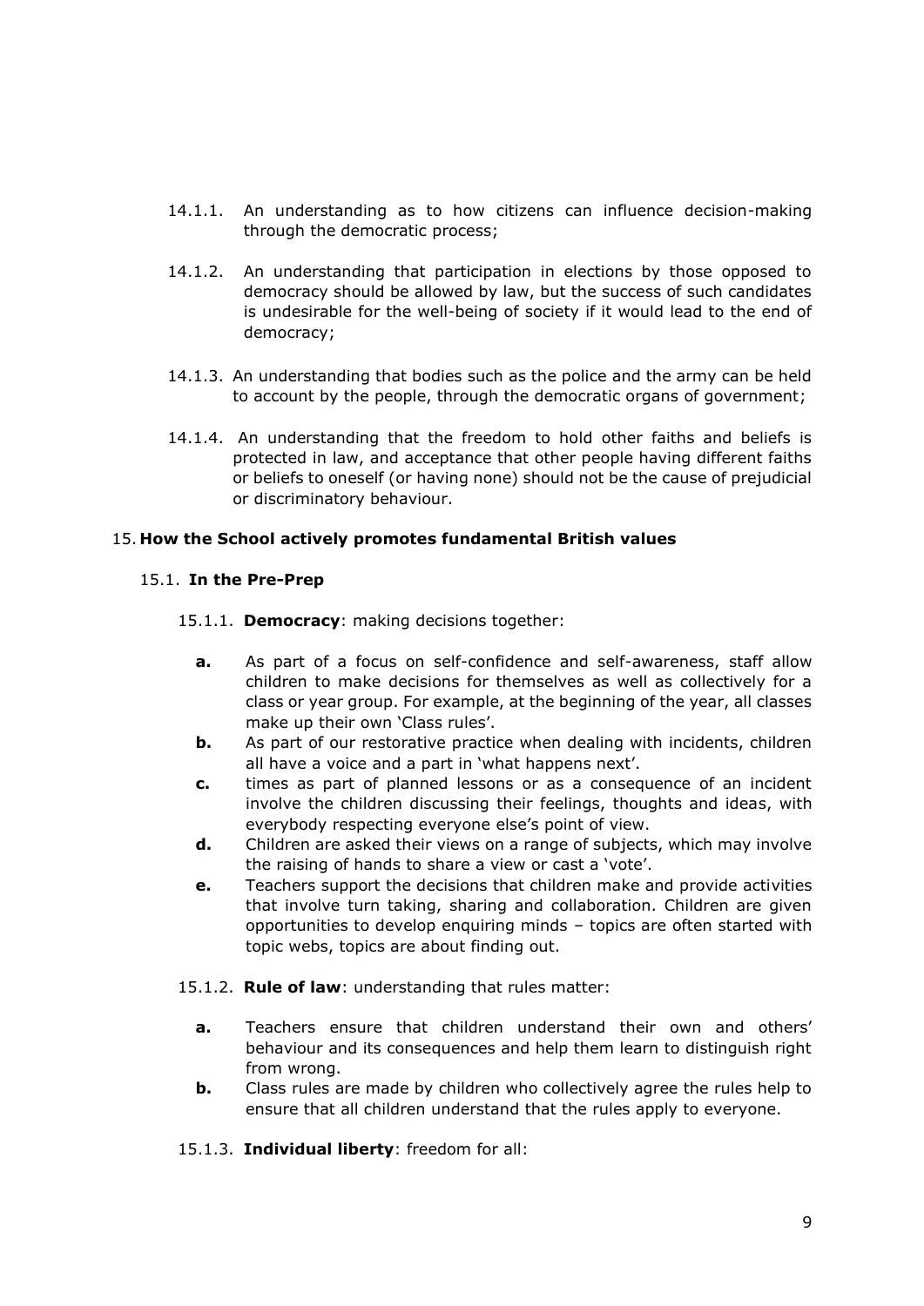14.1.1. An understanding as to how citizens can influence decision-making through the democratic process;

14.1.2. An understanding that participation in elections by those opposed to democracy should be allowed by law, but the success of such candidates is undesirable for the well-being of society if it would lead to the end of democracy;

14.1.3. An understanding that bodies such as the police and the army can be held to account by the people, through the democratic organs of government;

14.1.4. An understanding that the freedom to hold other faiths and beliefs is protected in law, and acceptance that other people having different faiths or beliefs to oneself (or having none) should not be the cause of prejudicial or discriminatory behaviour.

## 15. How the School actively promotes fundamental British values

### 15.1. In the Pre-Prep

15.1.1. **Democracy**: making decisions together:

- **a.** As part of a focus on self-confidence and self-awareness, staff allow children to make decisions for themselves as well as collectively for a class or year group. For example, at the beginning of the year, all classes make up their own 'Class rules'.
- **b.** As part of our restorative practice when dealing with incidents, children all have a voice and a part in 'what happens next'.
- **c.** times as part of planned lessons or as a consequence of an incident involve the children discussing their feelings, thoughts and ideas, with everybody respecting everyone else's point of view.
- **d.** Children are asked their views on a range of subjects, which may involve the raising of hands to share a view or cast a 'vote'.
- **e.** Teachers support the decisions that children make and provide activities that involve turn taking, sharing and collaboration. Children are given opportunities to develop enquiring minds – topics are often started with topic webs, topics are about finding out.

15.1.2. **Rule of law**: understanding that rules matter:

- **a.** Teachers ensure that children understand their own and others' behaviour and its consequences and help them learn to distinguish right from wrong.
- **b.** Class rules are made by children who collectively agree the rules help to ensure that all children understand that the rules apply to everyone.

15.1.3. **Individual liberty**: freedom for all: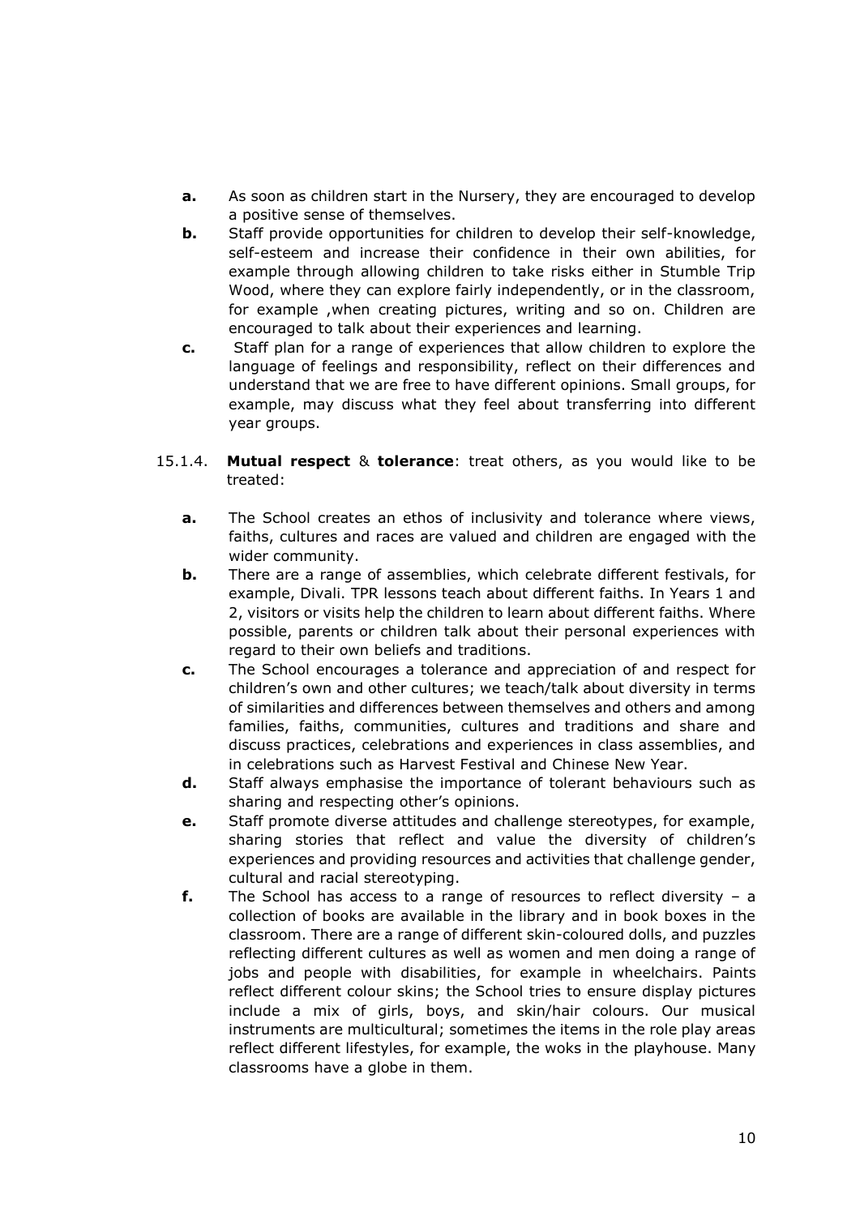- **a.** As soon as children start in the Nursery, they are encouraged to develop a positive sense of themselves.
- **b.** Staff provide opportunities for children to develop their self-knowledge, self-esteem and increase their confidence in their own abilities, for example through allowing children to take risks either in Stumble Trip Wood, where they can explore fairly independently, or in the classroom, for example ,when creating pictures, writing and so on. Children are encouraged to talk about their experiences and learning.
- **c.** Staff plan for a range of experiences that allow children to explore the language of feelings and responsibility, reflect on their differences and understand that we are free to have different opinions. Small groups, for example, may discuss what they feel about transferring into different year groups.

15.1.4. **Mutual respect** & **tolerance**: treat others, as you would like to be treated:

- **a.** The School creates an ethos of inclusivity and tolerance where views, faiths, cultures and races are valued and children are engaged with the wider community.
- **b.** There are a range of assemblies, which celebrate different festivals, for example, Divali. TPR lessons teach about different faiths. In Years 1 and 2, visitors or visits help the children to learn about different faiths. Where possible, parents or children talk about their personal experiences with regard to their own beliefs and traditions.
- **c.** The School encourages a tolerance and appreciation of and respect for children's own and other cultures; we teach/talk about diversity in terms of similarities and differences between themselves and others and among families, faiths, communities, cultures and traditions and share and discuss practices, celebrations and experiences in class assemblies, and in celebrations such as Harvest Festival and Chinese New Year.
- **d.** Staff always emphasise the importance of tolerant behaviours such as sharing and respecting other's opinions.
- **e.** Staff promote diverse attitudes and challenge stereotypes, for example, sharing stories that reflect and value the diversity of children's experiences and providing resources and activities that challenge gender, cultural and racial stereotyping.
- **f.** The School has access to a range of resources to reflect diversity – a collection of books are available in the library and in book boxes in the classroom. There are a range of different skin-coloured dolls, and puzzles reflecting different cultures as well as women and men doing a range of jobs and people with disabilities, for example in wheelchairs. Paints reflect different colour skins; the School tries to ensure display pictures include a mix of girls, boys, and skin/hair colours. Our musical instruments are multicultural; sometimes the items in the role play areas reflect different lifestyles, for example, the woks in the playhouse. Many classrooms have a globe in them.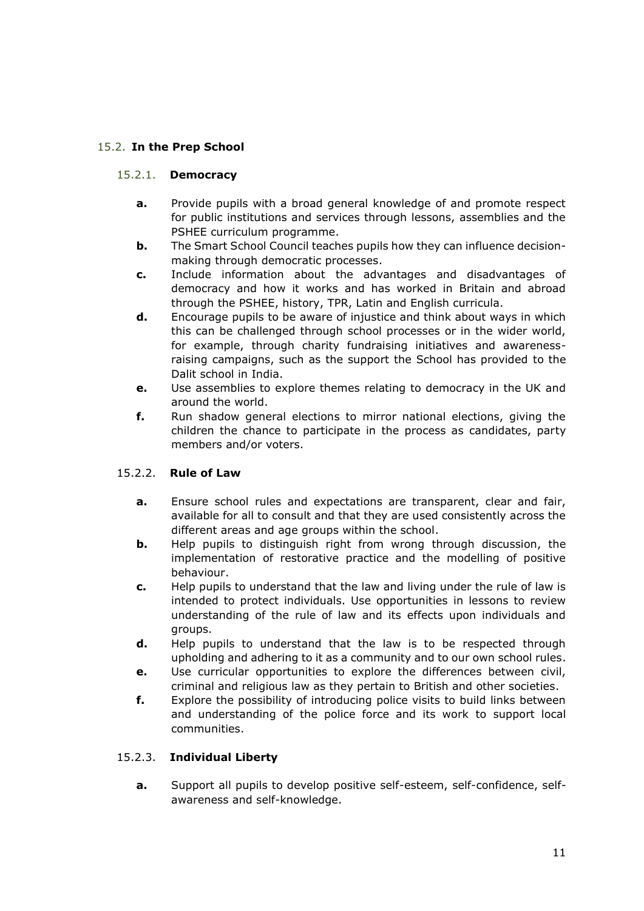## 15.2. In the Prep School

### 15.2.1. Democracy

- **a.** Provide pupils with a broad general knowledge of and promote respect for public institutions and services through lessons, assemblies and the PSHEE curriculum programme.
- **b.** The Smart School Council teaches pupils how they can influence decision-making through democratic processes.
- **c.** Include information about the advantages and disadvantages of democracy and how it works and has worked in Britain and abroad through the PSHEE, history, TPR, Latin and English curricula.
- **d.** Encourage pupils to be aware of injustice and think about ways in which this can be challenged through school processes or in the wider world, for example, through charity fundraising initiatives and awareness-raising campaigns, such as the support the School has provided to the Dalit school in India.
- **e.** Use assemblies to explore themes relating to democracy in the UK and around the world.
- **f.** Run shadow general elections to mirror national elections, giving the children the chance to participate in the process as candidates, party members and/or voters.

### 15.2.2. Rule of Law

- **a.** Ensure school rules and expectations are transparent, clear and fair, available for all to consult and that they are used consistently across the different areas and age groups within the school.
- **b.** Help pupils to distinguish right from wrong through discussion, the implementation of restorative practice and the modelling of positive behaviour.
- **c.** Help pupils to understand that the law and living under the rule of law is intended to protect individuals. Use opportunities in lessons to review understanding of the rule of law and its effects upon individuals and groups.
- **d.** Help pupils to understand that the law is to be respected through upholding and adhering to it as a community and to our own school rules.
- **e.** Use curricular opportunities to explore the differences between civil, criminal and religious law as they pertain to British and other societies.
- **f.** Explore the possibility of introducing police visits to build links between and understanding of the police force and its work to support local communities.

### 15.2.3. Individual Liberty

- **a.** Support all pupils to develop positive self-esteem, self-confidence, self-awareness and self-knowledge.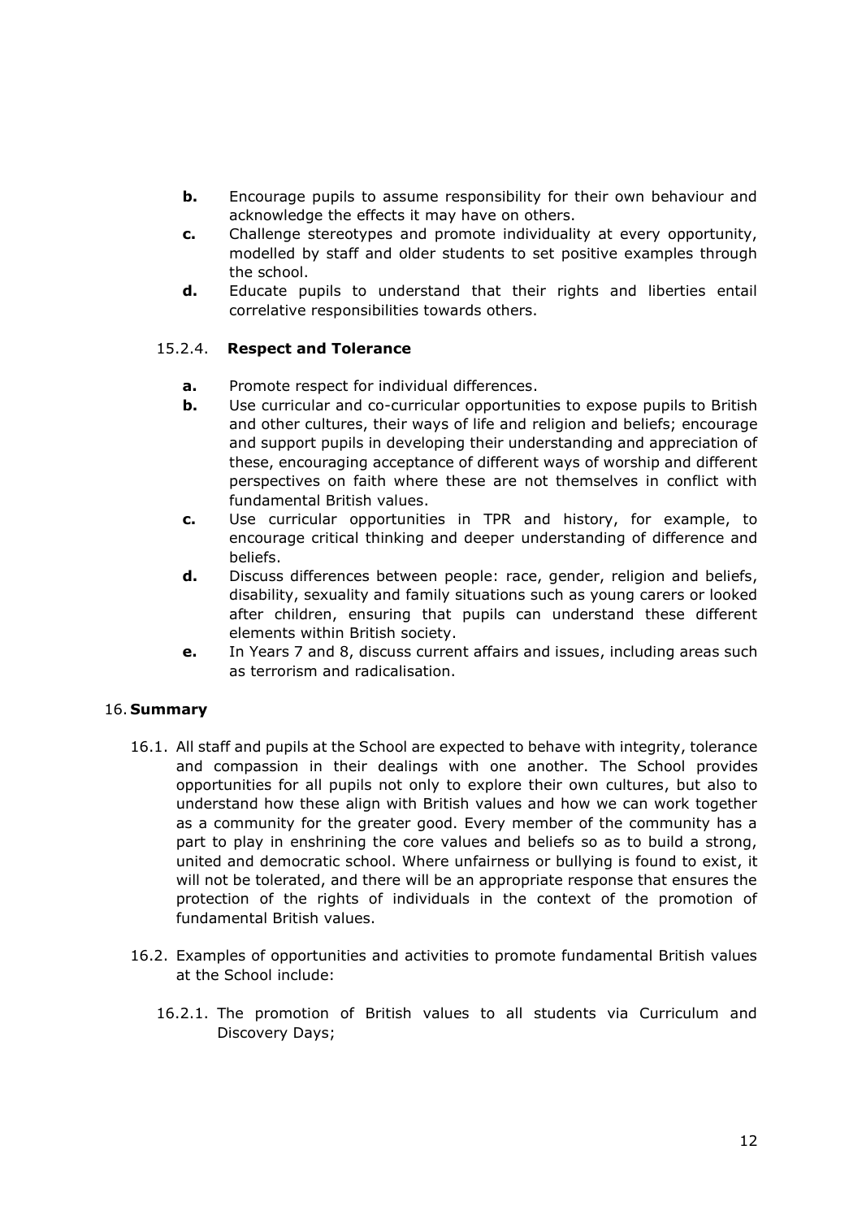- **b.** Encourage pupils to assume responsibility for their own behaviour and acknowledge the effects it may have on others.
- **c.** Challenge stereotypes and promote individuality at every opportunity, modelled by staff and older students to set positive examples through the school.
- **d.** Educate pupils to understand that their rights and liberties entail correlative responsibilities towards others.

15.2.4. **Respect and Tolerance**

- **a.** Promote respect for individual differences.
- **b.** Use curricular and co-curricular opportunities to expose pupils to British and other cultures, their ways of life and religion and beliefs; encourage and support pupils in developing their understanding and appreciation of these, encouraging acceptance of different ways of worship and different perspectives on faith where these are not themselves in conflict with fundamental British values.
- **c.** Use curricular opportunities in TPR and history, for example, to encourage critical thinking and deeper understanding of difference and beliefs.
- **d.** Discuss differences between people: race, gender, religion and beliefs, disability, sexuality and family situations such as young carers or looked after children, ensuring that pupils can understand these different elements within British society.
- **e.** In Years 7 and 8, discuss current affairs and issues, including areas such as terrorism and radicalisation.

## 16. **Summary**

16.1. All staff and pupils at the School are expected to behave with integrity, tolerance and compassion in their dealings with one another. The School provides opportunities for all pupils not only to explore their own cultures, but also to understand how these align with British values and how we can work together as a community for the greater good. Every member of the community has a part to play in enshrining the core values and beliefs so as to build a strong, united and democratic school. Where unfairness or bullying is found to exist, it will not be tolerated, and there will be an appropriate response that ensures the protection of the rights of individuals in the context of the promotion of fundamental British values.

16.2. Examples of opportunities and activities to promote fundamental British values at the School include:

16.2.1. The promotion of British values to all students via Curriculum and Discovery Days;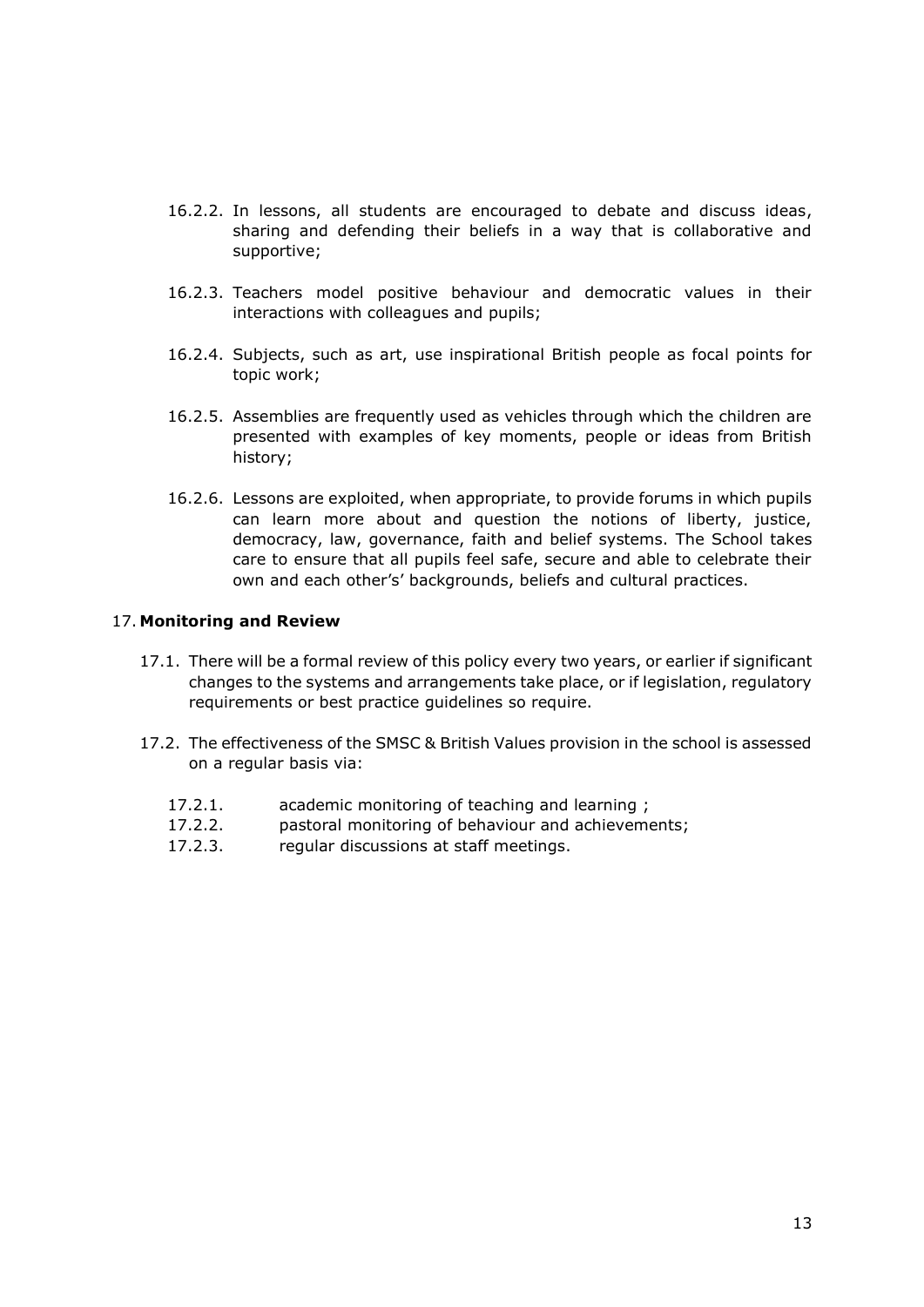16.2.2. In lessons, all students are encouraged to debate and discuss ideas, sharing and defending their beliefs in a way that is collaborative and supportive;

16.2.3. Teachers model positive behaviour and democratic values in their interactions with colleagues and pupils;

16.2.4. Subjects, such as art, use inspirational British people as focal points for topic work;

16.2.5. Assemblies are frequently used as vehicles through which the children are presented with examples of key moments, people or ideas from British history;

16.2.6. Lessons are exploited, when appropriate, to provide forums in which pupils can learn more about and question the notions of liberty, justice, democracy, law, governance, faith and belief systems. The School takes care to ensure that all pupils feel safe, secure and able to celebrate their own and each other's' backgrounds, beliefs and cultural practices.

## 17. **Monitoring and Review**

17.1. There will be a formal review of this policy every two years, or earlier if significant changes to the systems and arrangements take place, or if legislation, regulatory requirements or best practice guidelines so require.

17.2. The effectiveness of the SMSC & British Values provision in the school is assessed on a regular basis via:

17.2.1. academic monitoring of teaching and learning ;
17.2.2. pastoral monitoring of behaviour and achievements;
17.2.3. regular discussions at staff meetings.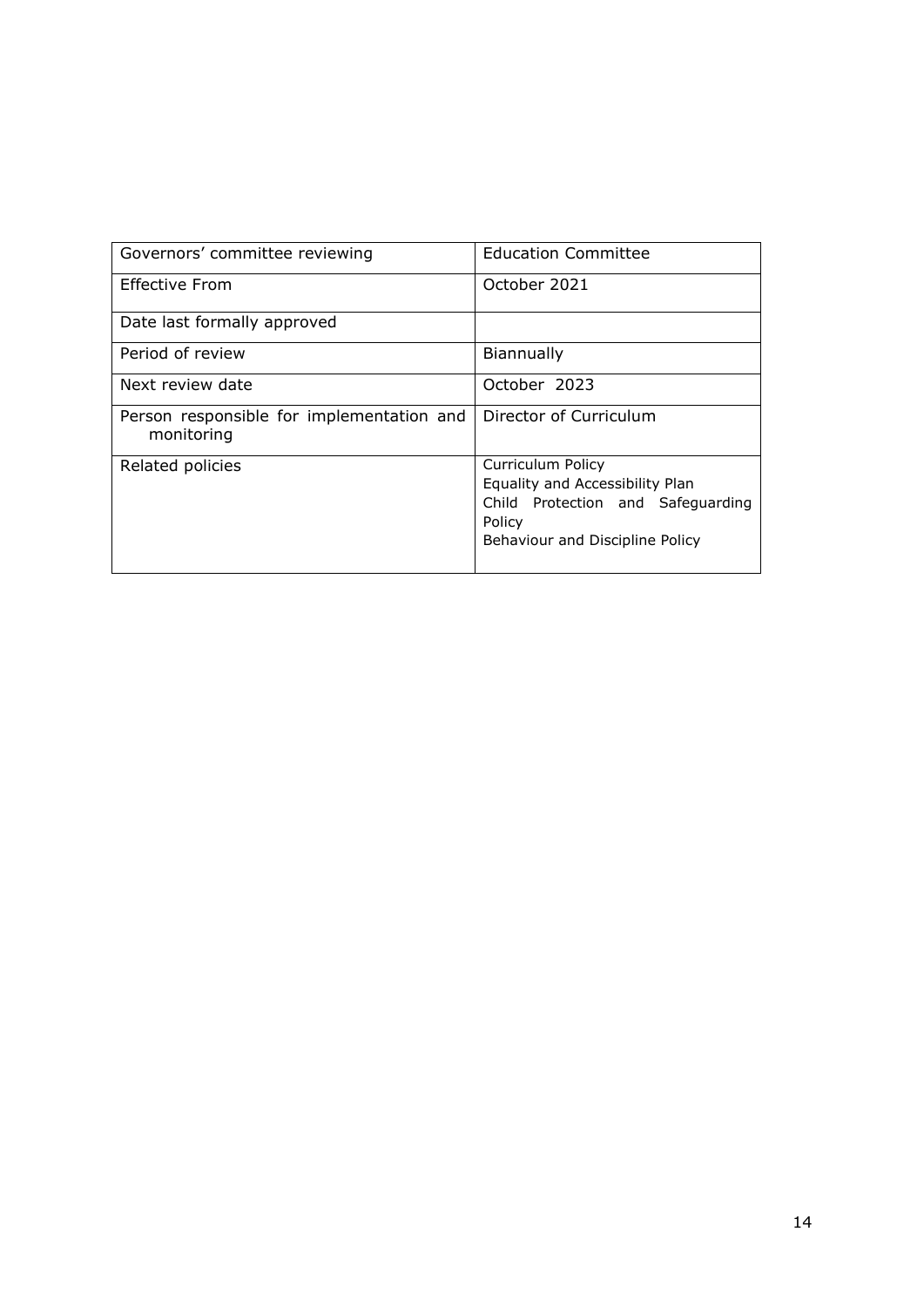| Governors' committee reviewing | Education Committee |
| --- | --- |
| Effective From | October 2021 |
| Date last formally approved | |
| Period of review | Biannually |
| Next review date | October 2023 |
| Person responsible for implementation and monitoring | Director of Curriculum |
| Related policies | Curriculum Policy<br>Equality and Accessibility Plan<br>Child Protection and Safeguarding Policy<br>Behaviour and Discipline Policy |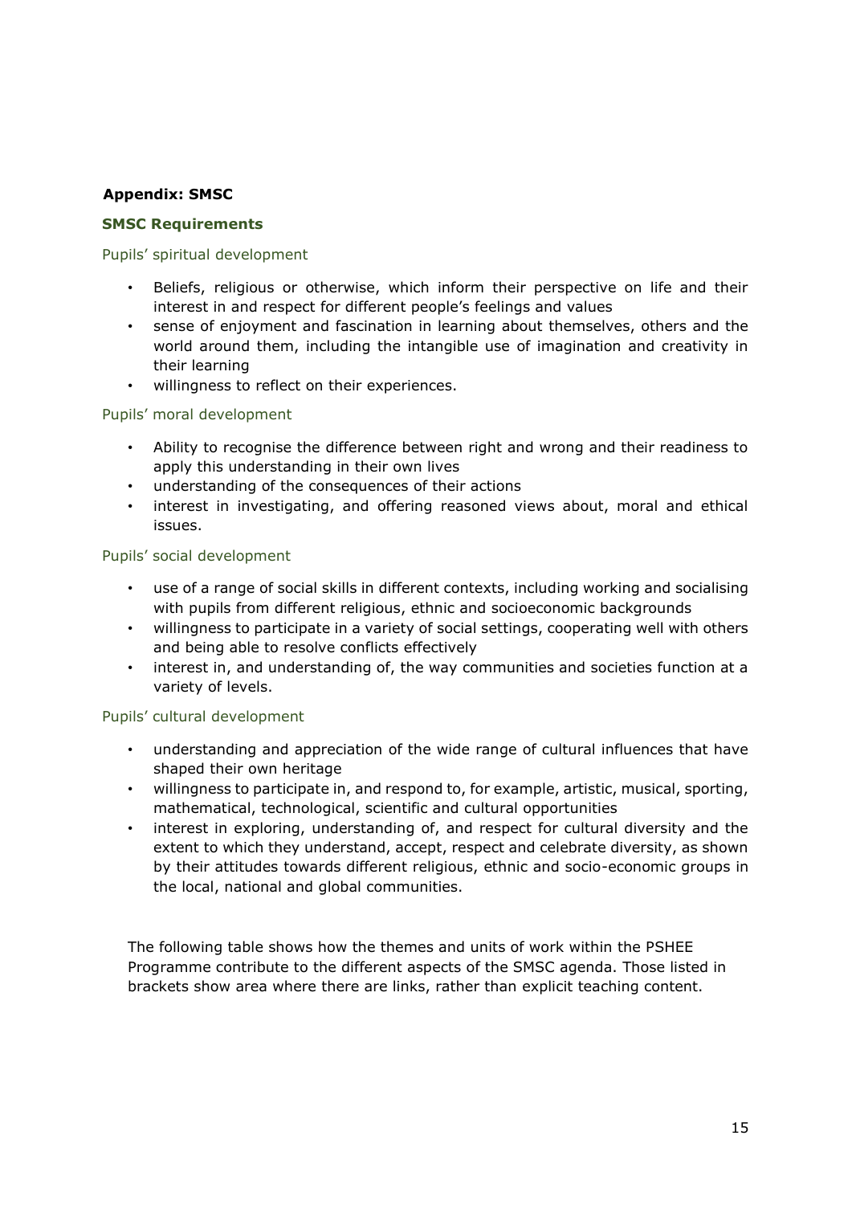## Appendix: SMSC

### SMSC Requirements

#### Pupils' spiritual development

- Beliefs, religious or otherwise, which inform their perspective on life and their interest in and respect for different people's feelings and values
- sense of enjoyment and fascination in learning about themselves, others and the world around them, including the intangible use of imagination and creativity in their learning
- willingness to reflect on their experiences.

#### Pupils' moral development

- Ability to recognise the difference between right and wrong and their readiness to apply this understanding in their own lives
- understanding of the consequences of their actions
- interest in investigating, and offering reasoned views about, moral and ethical issues.

#### Pupils' social development

- use of a range of social skills in different contexts, including working and socialising with pupils from different religious, ethnic and socioeconomic backgrounds
- willingness to participate in a variety of social settings, cooperating well with others and being able to resolve conflicts effectively
- interest in, and understanding of, the way communities and societies function at a variety of levels.

#### Pupils' cultural development

- understanding and appreciation of the wide range of cultural influences that have shaped their own heritage
- willingness to participate in, and respond to, for example, artistic, musical, sporting, mathematical, technological, scientific and cultural opportunities
- interest in exploring, understanding of, and respect for cultural diversity and the extent to which they understand, accept, respect and celebrate diversity, as shown by their attitudes towards different religious, ethnic and socio-economic groups in the local, national and global communities.

The following table shows how the themes and units of work within the PSHEE Programme contribute to the different aspects of the SMSC agenda. Those listed in brackets show area where there are links, rather than explicit teaching content.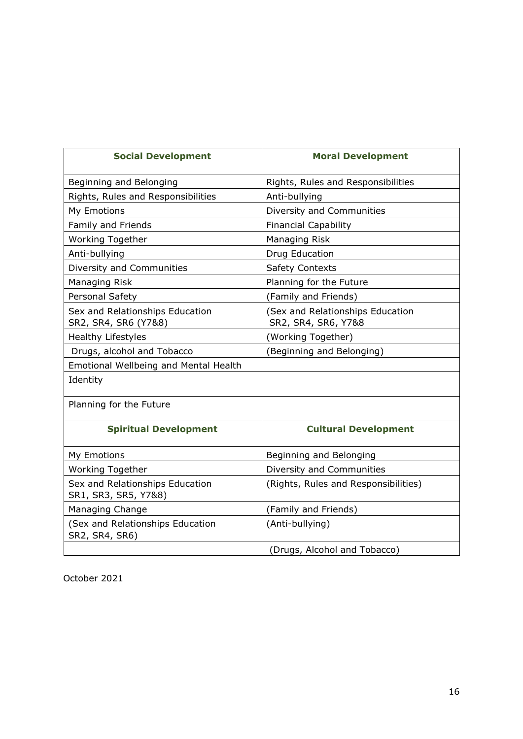| Social Development | Moral Development |
|---|---|
| Beginning and Belonging | Rights, Rules and Responsibilities |
| Rights, Rules and Responsibilities | Anti-bullying |
| My Emotions | Diversity and Communities |
| Family and Friends | Financial Capability |
| Working Together | Managing Risk |
| Anti-bullying | Drug Education |
| Diversity and Communities | Safety Contexts |
| Managing Risk | Planning for the Future |
| Personal Safety | (Family and Friends) |
| Sex and Relationships Education SR2, SR4, SR6 (Y7&8) | (Sex and Relationships Education SR2, SR4, SR6, Y7&8 |
| Healthy Lifestyles | (Working Together) |
| Drugs, alcohol and Tobacco | (Beginning and Belonging) |
| Emotional Wellbeing and Mental Health | |
| Identity | |
| Planning for the Future | |
| **Spiritual Development** | **Cultural Development** |
| My Emotions | Beginning and Belonging |
| Working Together | Diversity and Communities |
| Sex and Relationships Education SR1, SR3, SR5, Y7&8) | (Rights, Rules and Responsibilities) |
| Managing Change | (Family and Friends) |
| (Sex and Relationships Education SR2, SR4, SR6) | (Anti-bullying) |
| | (Drugs, Alcohol and Tobacco) |

October 2021